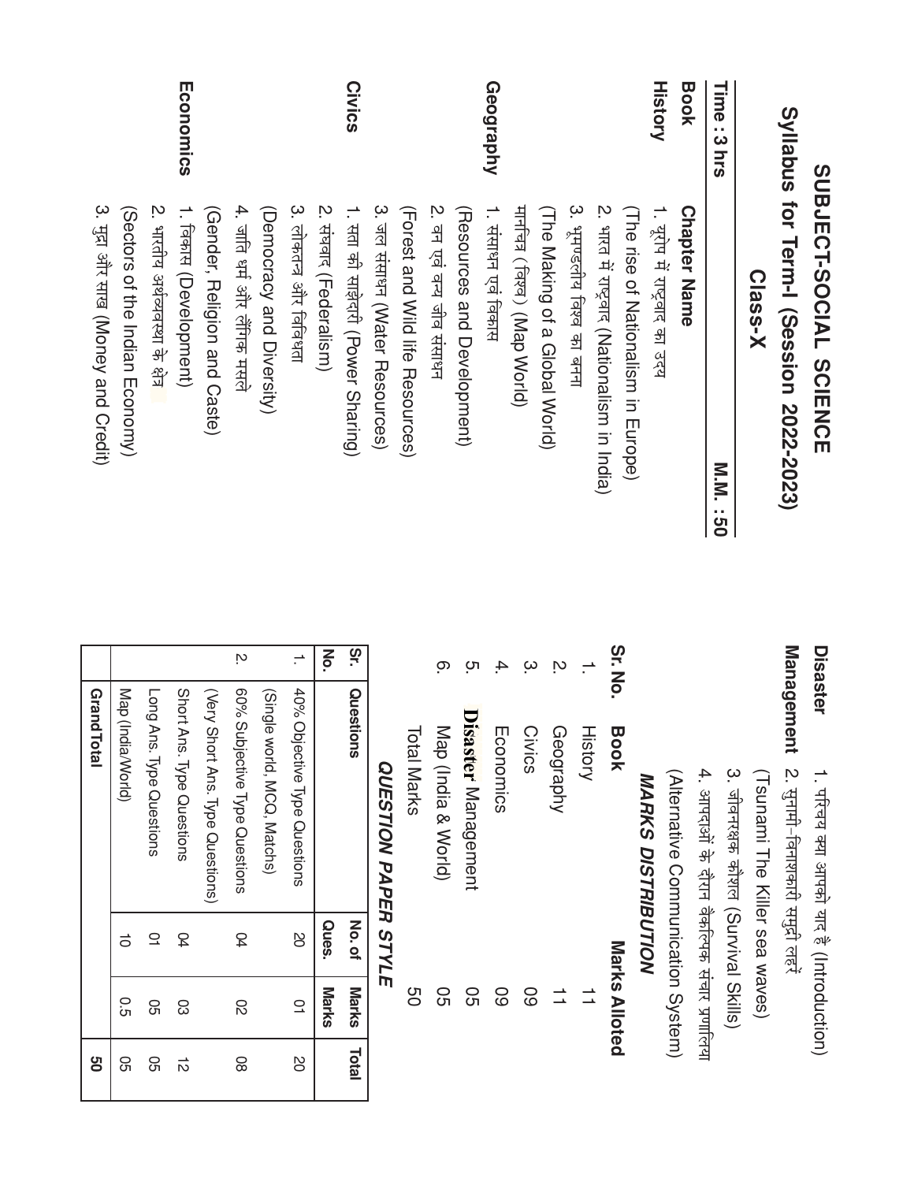# SUBJECT-SOCIAL SCIENCE

## Syllabus for Term-I (Session 2022-2023)

## Class-X

**Time : 3 hrs** **M.M. : 50**

| Book | Chapter Name |
|---|---|
| **History** | 1. यूरोप में राष्ट्रवाद का उदय (The rise of Nationalism in Europe) |
| | 2. भारत में राष्ट्रवाद (Nationalism in India) |
| | 3. भूमण्डलीय विश्व का बनना (The Making of a Global World) |
| | मानचित्र (विश्व) (Map World) |
| **Geography** | 1. संसाधन एवं विकास (Resources and Development) |
| | 2. वन एवं वन्य जीव संसाधन (Forest and Wild life Resources) |
| | 3. जल संसाधन (Water Resources) |
| **Civics** | 1. सत्ता की साझेदारी (Power Sharing) |
| | 2. संघवाद (Federalism) |
| | 3. लोकतन्त्र और विविधता (Democracy and Diversity) |
| | 4. जाति धर्म और लैंगिक मसले (Gender, Religion and Caste) |
| **Economics** | 1. विकास (Development) |
| | 2. भारतीय अर्थव्यवस्था के क्षेत्र (Sectors of the Indian Economy) |
| | 3. मुद्रा और साख (Money and Credit) |
| **Disaster Management** | 1. परिचय क्या आपको याद है (Introduction) |
| | 2. सुनामी–विनाशकारी समुद्री लहरें (Tsunami The Killer sea waves) |
| | 3. जीवनरक्षक कौशल (Survival Skills) |
| | 4. आपदाओं के दौरान वैकल्पिक संचार प्रणालिया (Alternative Communication System) |

### *MARKS DISTRIBUTION*

| Sr. No. | Book | Marks Alloted |
|---|---|---|
| 1. | History | 11 |
| 2. | Geography | 11 |
| 3. | Civics | 09 |
| 4. | Economics | 09 |
| 5. | Disaster Management | 05 |
| 6. | Map (India & World) | 05 |
| | Total Marks | 50 |

### *QUESTION PAPER STYLE*

| Sr. No. | Questions | No. of Ques. | Marks | Total |
|---|---|---|---|---|
| 1. | 40% Objective Type Questions (Single world, MCQ, Matchs) | 20 | 01 | 20 |
| 2. | 60% Subjective Type Questions (Very Short Ans. Type Questions) | 04 | 02 | 08 |
| | Short Ans. Type Questions | 04 | 03 | 12 |
| | Long Ans. Type Questions | 01 | 05 | 05 |
| | Map (India/World) | 10 | 0.5 | 05 |
| | **Grand Total** | | | **50** |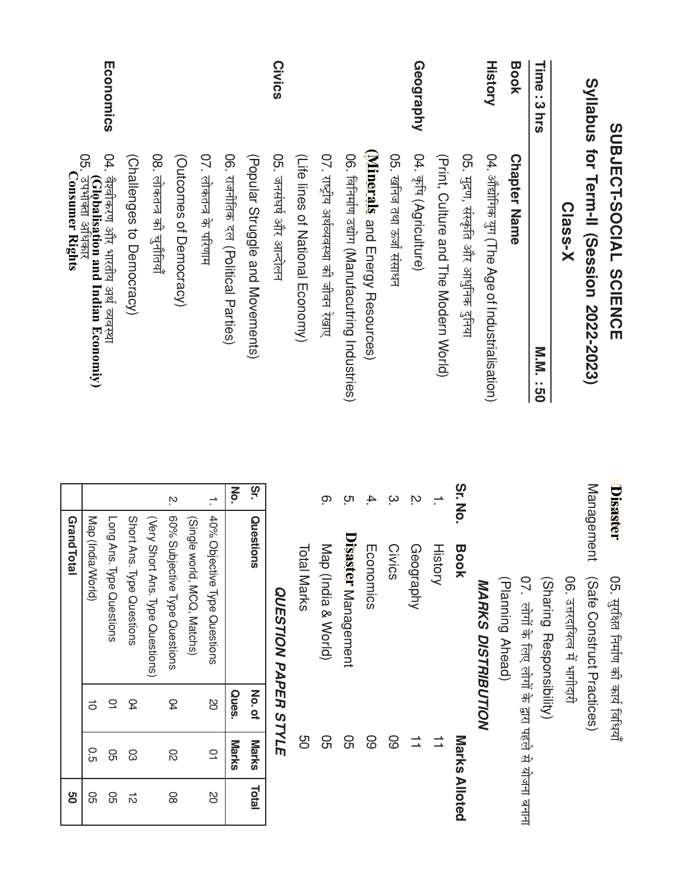# SUBJECT-SOCIAL SCIENCE

## Syllabus for Term-II (Session 2022-2023)

## Class-X

**Time : 3 hrs** **M.M. : 50**

| Book | Chapter Name |
|---|---|
| History | 04. औद्योगिक युग (The Age of Industrialisation) |
| | 05. मुद्रण, संस्कृति और आधुनिक दुनिया |
| | (Print, Culture and The Modern World) |
| Geography | 04. कृषि (Agriculture) |
| | 05. खनिज तथा ऊर्जा संसाधन |
| | (Minerals and Energy Resources) |
| | 06. विनिर्माण उद्योग (Manufacutring Industries) |
| | 07. राष्ट्रीय अर्थव्यवस्था की जीवन रेखाएं |
| | (Life lines of National Economy) |
| Civics | 05. जनसंघर्ष और आन्दोलन |
| | (Popular Struggle and Movements) |
| | 06. राजनीतिक दल (Political Parties) |
| | 07. लोकतन्त्र के परिणाम |
| | (Outcomes of Democracy) |
| | 08. लोकतन्त्र की चुनौतियाँ |
| | (Challenges to Democracy) |
| Economics | 04. वैश्वीकरण और भारतीय अर्थ व्यवस्था |
| | **(Globalisation and Indian Economiy)** |
| | 05. उपभोक्ता अधिकार |
| | **Consumer Rights** |
| **Disaster** | 05. सुरक्षित निर्माण की कार्य विधियाँ |
| Management | (Safe Construct Practices) |
| | 06. उत्तरदायित्व में भागीदारी |
| | (Sharing Responsibility) |
| | 07. लोगों के लिए लोगों के द्वारा पहले से योजना बनाना |
| | (Planning Ahead) |

### MARKS DISTRIBUTION

| Sr. No. | Book | Marks Alloted |
|---|---|---|
| 1. | History | 11 |
| 2. | Geography | 11 |
| 3. | Civics | 09 |
| 4. | Economics | 09 |
| 5. | **Disaster** Management | 05 |
| 6. | Map (India & World) | 05 |
| | Total Marks | 50 |

### QUESTION PAPER STYLE

| Sr. No. | Questions | No. of Ques. | Marks | Total |
|---|---|---|---|---|
| 1. | 40% Objective Type Questions (Single world, MCQ, Matchs) | 20 | 01 | 20 |
| 2. | 60% Subjective Type Questions (Very Short Ans. Type Questions) | 04 | 02 | 08 |
| | Short Ans. Type Questions | 04 | 03 | 12 |
| | Long Ans. Type Questions | 01 | 05 | 05 |
| | Map (India/World) | 10 | 0.5 | 05 |
| | **Grand Total** | | | **50** |